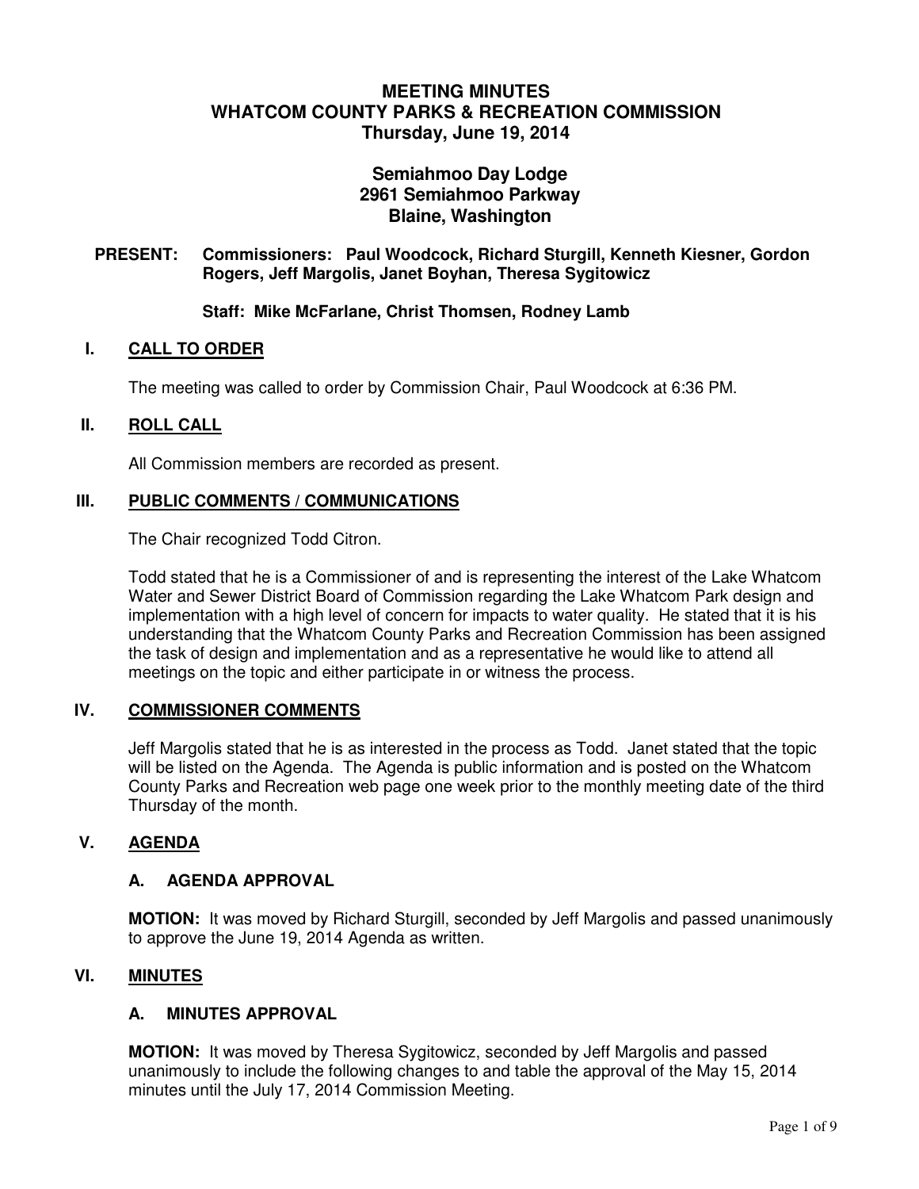# MEETING MINUTES
# WHATCOM COUNTY PARKS & RECREATION COMMISSION
## Thursday, June 19, 2014

**Semiahmoo Day Lodge**
**2961 Semiahmoo Parkway**
**Blaine, Washington**

**PRESENT: Commissioners: Paul Woodcock, Richard Sturgill, Kenneth Kiesner, Gordon Rogers, Jeff Margolis, Janet Boyhan, Theresa Sygitowicz**

**Staff: Mike McFarlane, Christ Thomsen, Rodney Lamb**

## I. CALL TO ORDER

The meeting was called to order by Commission Chair, Paul Woodcock at 6:36 PM.

## II. ROLL CALL

All Commission members are recorded as present.

## III. PUBLIC COMMENTS / COMMUNICATIONS

The Chair recognized Todd Citron.

Todd stated that he is a Commissioner of and is representing the interest of the Lake Whatcom Water and Sewer District Board of Commission regarding the Lake Whatcom Park design and implementation with a high level of concern for impacts to water quality. He stated that it is his understanding that the Whatcom County Parks and Recreation Commission has been assigned the task of design and implementation and as a representative he would like to attend all meetings on the topic and either participate in or witness the process.

## IV. COMMISSIONER COMMENTS

Jeff Margolis stated that he is as interested in the process as Todd. Janet stated that the topic will be listed on the Agenda. The Agenda is public information and is posted on the Whatcom County Parks and Recreation web page one week prior to the monthly meeting date of the third Thursday of the month.

## V. AGENDA

### A. AGENDA APPROVAL

**MOTION:** It was moved by Richard Sturgill, seconded by Jeff Margolis and passed unanimously to approve the June 19, 2014 Agenda as written.

## VI. MINUTES

### A. MINUTES APPROVAL

**MOTION:** It was moved by Theresa Sygitowicz, seconded by Jeff Margolis and passed unanimously to include the following changes to and table the approval of the May 15, 2014 minutes until the July 17, 2014 Commission Meeting.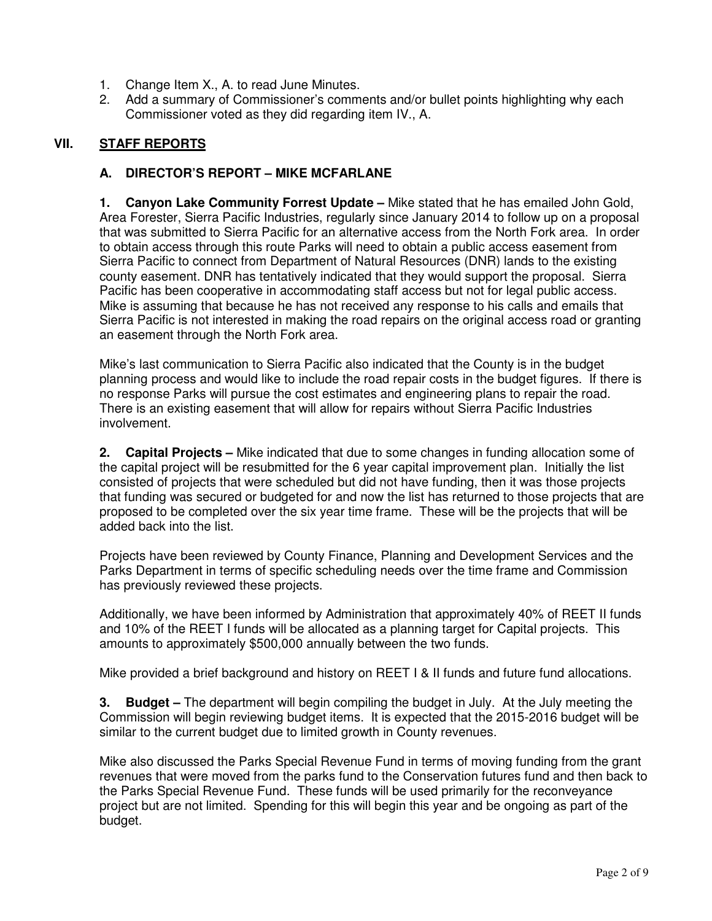1. Change Item X., A. to read June Minutes.
2. Add a summary of Commissioner's comments and/or bullet points highlighting why each Commissioner voted as they did regarding item IV., A.

## VII. STAFF REPORTS

### A. DIRECTOR'S REPORT – MIKE MCFARLANE

**1. Canyon Lake Community Forrest Update –** Mike stated that he has emailed John Gold, Area Forester, Sierra Pacific Industries, regularly since January 2014 to follow up on a proposal that was submitted to Sierra Pacific for an alternative access from the North Fork area. In order to obtain access through this route Parks will need to obtain a public access easement from Sierra Pacific to connect from Department of Natural Resources (DNR) lands to the existing county easement. DNR has tentatively indicated that they would support the proposal. Sierra Pacific has been cooperative in accommodating staff access but not for legal public access. Mike is assuming that because he has not received any response to his calls and emails that Sierra Pacific is not interested in making the road repairs on the original access road or granting an easement through the North Fork area.

Mike's last communication to Sierra Pacific also indicated that the County is in the budget planning process and would like to include the road repair costs in the budget figures. If there is no response Parks will pursue the cost estimates and engineering plans to repair the road. There is an existing easement that will allow for repairs without Sierra Pacific Industries involvement.

**2. Capital Projects –** Mike indicated that due to some changes in funding allocation some of the capital project will be resubmitted for the 6 year capital improvement plan. Initially the list consisted of projects that were scheduled but did not have funding, then it was those projects that funding was secured or budgeted for and now the list has returned to those projects that are proposed to be completed over the six year time frame. These will be the projects that will be added back into the list.

Projects have been reviewed by County Finance, Planning and Development Services and the Parks Department in terms of specific scheduling needs over the time frame and Commission has previously reviewed these projects.

Additionally, we have been informed by Administration that approximately 40% of REET II funds and 10% of the REET I funds will be allocated as a planning target for Capital projects. This amounts to approximately $500,000 annually between the two funds.

Mike provided a brief background and history on REET I & II funds and future fund allocations.

**3. Budget –** The department will begin compiling the budget in July. At the July meeting the Commission will begin reviewing budget items. It is expected that the 2015-2016 budget will be similar to the current budget due to limited growth in County revenues.

Mike also discussed the Parks Special Revenue Fund in terms of moving funding from the grant revenues that were moved from the parks fund to the Conservation futures fund and then back to the Parks Special Revenue Fund. These funds will be used primarily for the reconveyance project but are not limited. Spending for this will begin this year and be ongoing as part of the budget.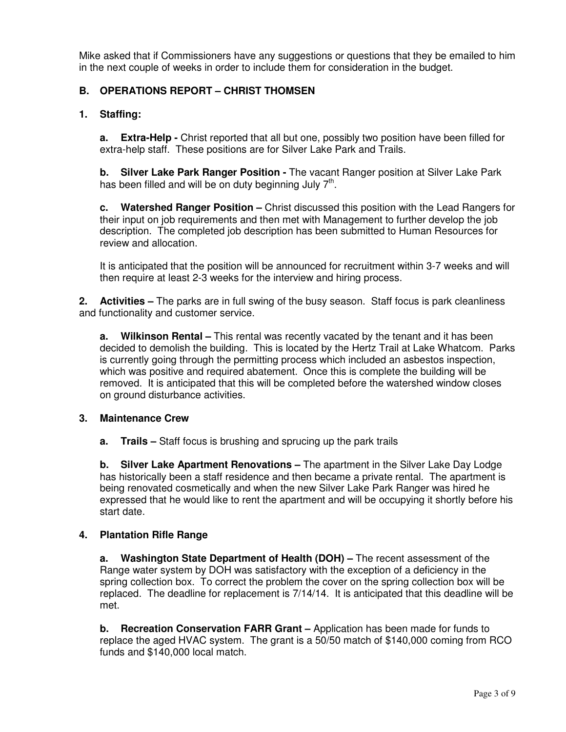Mike asked that if Commissioners have any suggestions or questions that they be emailed to him in the next couple of weeks in order to include them for consideration in the budget.

## B. OPERATIONS REPORT – CHRIST THOMSEN

### 1. Staffing:

**a. Extra-Help -** Christ reported that all but one, possibly two position have been filled for extra-help staff. These positions are for Silver Lake Park and Trails.

**b. Silver Lake Park Ranger Position -** The vacant Ranger position at Silver Lake Park has been filled and will be on duty beginning July 7th.

**c. Watershed Ranger Position –** Christ discussed this position with the Lead Rangers for their input on job requirements and then met with Management to further develop the job description. The completed job description has been submitted to Human Resources for review and allocation.

It is anticipated that the position will be announced for recruitment within 3-7 weeks and will then require at least 2-3 weeks for the interview and hiring process.

**2. Activities –** The parks are in full swing of the busy season. Staff focus is park cleanliness and functionality and customer service.

**a. Wilkinson Rental –** This rental was recently vacated by the tenant and it has been decided to demolish the building. This is located by the Hertz Trail at Lake Whatcom. Parks is currently going through the permitting process which included an asbestos inspection, which was positive and required abatement. Once this is complete the building will be removed. It is anticipated that this will be completed before the watershed window closes on ground disturbance activities.

### 3. Maintenance Crew

**a. Trails –** Staff focus is brushing and sprucing up the park trails

**b. Silver Lake Apartment Renovations –** The apartment in the Silver Lake Day Lodge has historically been a staff residence and then became a private rental. The apartment is being renovated cosmetically and when the new Silver Lake Park Ranger was hired he expressed that he would like to rent the apartment and will be occupying it shortly before his start date.

### 4. Plantation Rifle Range

**a. Washington State Department of Health (DOH) –** The recent assessment of the Range water system by DOH was satisfactory with the exception of a deficiency in the spring collection box. To correct the problem the cover on the spring collection box will be replaced. The deadline for replacement is 7/14/14. It is anticipated that this deadline will be met.

**b. Recreation Conservation FARR Grant –** Application has been made for funds to replace the aged HVAC system. The grant is a 50/50 match of $140,000 coming from RCO funds and $140,000 local match.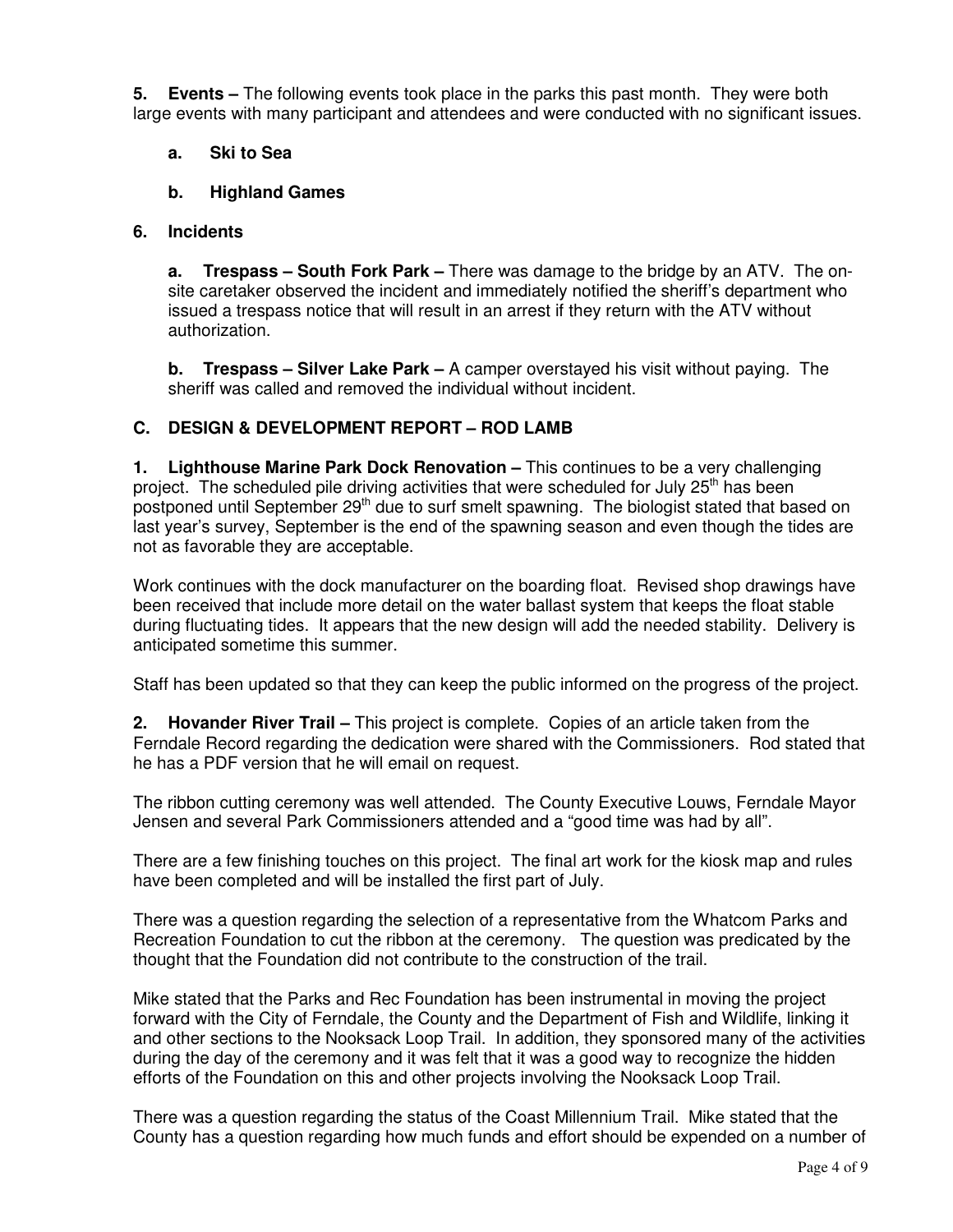**5. Events –** The following events took place in the parks this past month. They were both large events with many participant and attendees and were conducted with no significant issues.

**a. Ski to Sea**

**b. Highland Games**

**6. Incidents**

**a. Trespass – South Fork Park –** There was damage to the bridge by an ATV. The on-site caretaker observed the incident and immediately notified the sheriff's department who issued a trespass notice that will result in an arrest if they return with the ATV without authorization.

**b. Trespass – Silver Lake Park –** A camper overstayed his visit without paying. The sheriff was called and removed the individual without incident.

### C. DESIGN & DEVELOPMENT REPORT – ROD LAMB

**1. Lighthouse Marine Park Dock Renovation –** This continues to be a very challenging project. The scheduled pile driving activities that were scheduled for July 25th has been postponed until September 29th due to surf smelt spawning. The biologist stated that based on last year's survey, September is the end of the spawning season and even though the tides are not as favorable they are acceptable.

Work continues with the dock manufacturer on the boarding float. Revised shop drawings have been received that include more detail on the water ballast system that keeps the float stable during fluctuating tides. It appears that the new design will add the needed stability. Delivery is anticipated sometime this summer.

Staff has been updated so that they can keep the public informed on the progress of the project.

**2. Hovander River Trail –** This project is complete. Copies of an article taken from the Ferndale Record regarding the dedication were shared with the Commissioners. Rod stated that he has a PDF version that he will email on request.

The ribbon cutting ceremony was well attended. The County Executive Louws, Ferndale Mayor Jensen and several Park Commissioners attended and a "good time was had by all".

There are a few finishing touches on this project. The final art work for the kiosk map and rules have been completed and will be installed the first part of July.

There was a question regarding the selection of a representative from the Whatcom Parks and Recreation Foundation to cut the ribbon at the ceremony. The question was predicated by the thought that the Foundation did not contribute to the construction of the trail.

Mike stated that the Parks and Rec Foundation has been instrumental in moving the project forward with the City of Ferndale, the County and the Department of Fish and Wildlife, linking it and other sections to the Nooksack Loop Trail. In addition, they sponsored many of the activities during the day of the ceremony and it was felt that it was a good way to recognize the hidden efforts of the Foundation on this and other projects involving the Nooksack Loop Trail.

There was a question regarding the status of the Coast Millennium Trail. Mike stated that the County has a question regarding how much funds and effort should be expended on a number of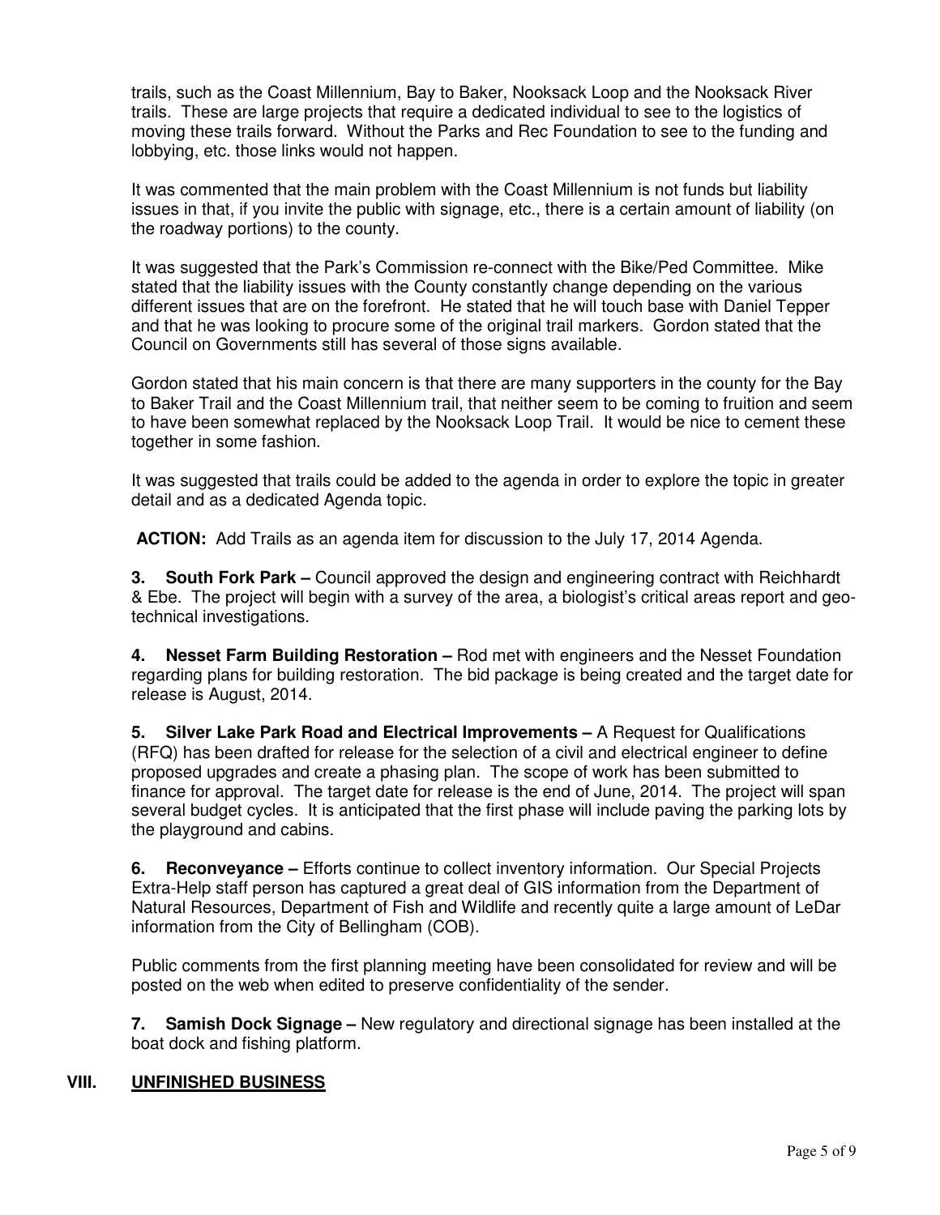trails, such as the Coast Millennium, Bay to Baker, Nooksack Loop and the Nooksack River trails. These are large projects that require a dedicated individual to see to the logistics of moving these trails forward. Without the Parks and Rec Foundation to see to the funding and lobbying, etc. those links would not happen.

It was commented that the main problem with the Coast Millennium is not funds but liability issues in that, if you invite the public with signage, etc., there is a certain amount of liability (on the roadway portions) to the county.

It was suggested that the Park's Commission re-connect with the Bike/Ped Committee. Mike stated that the liability issues with the County constantly change depending on the various different issues that are on the forefront. He stated that he will touch base with Daniel Tepper and that he was looking to procure some of the original trail markers. Gordon stated that the Council on Governments still has several of those signs available.

Gordon stated that his main concern is that there are many supporters in the county for the Bay to Baker Trail and the Coast Millennium trail, that neither seem to be coming to fruition and seem to have been somewhat replaced by the Nooksack Loop Trail. It would be nice to cement these together in some fashion.

It was suggested that trails could be added to the agenda in order to explore the topic in greater detail and as a dedicated Agenda topic.

**ACTION:** Add Trails as an agenda item for discussion to the July 17, 2014 Agenda.

**3. South Fork Park –** Council approved the design and engineering contract with Reichhardt & Ebe. The project will begin with a survey of the area, a biologist's critical areas report and geo-technical investigations.

**4. Nesset Farm Building Restoration –** Rod met with engineers and the Nesset Foundation regarding plans for building restoration. The bid package is being created and the target date for release is August, 2014.

**5. Silver Lake Park Road and Electrical Improvements –** A Request for Qualifications (RFQ) has been drafted for release for the selection of a civil and electrical engineer to define proposed upgrades and create a phasing plan. The scope of work has been submitted to finance for approval. The target date for release is the end of June, 2014. The project will span several budget cycles. It is anticipated that the first phase will include paving the parking lots by the playground and cabins.

**6. Reconveyance –** Efforts continue to collect inventory information. Our Special Projects Extra-Help staff person has captured a great deal of GIS information from the Department of Natural Resources, Department of Fish and Wildlife and recently quite a large amount of LeDar information from the City of Bellingham (COB).

Public comments from the first planning meeting have been consolidated for review and will be posted on the web when edited to preserve confidentiality of the sender.

**7. Samish Dock Signage –** New regulatory and directional signage has been installed at the boat dock and fishing platform.

## VIII. UNFINISHED BUSINESS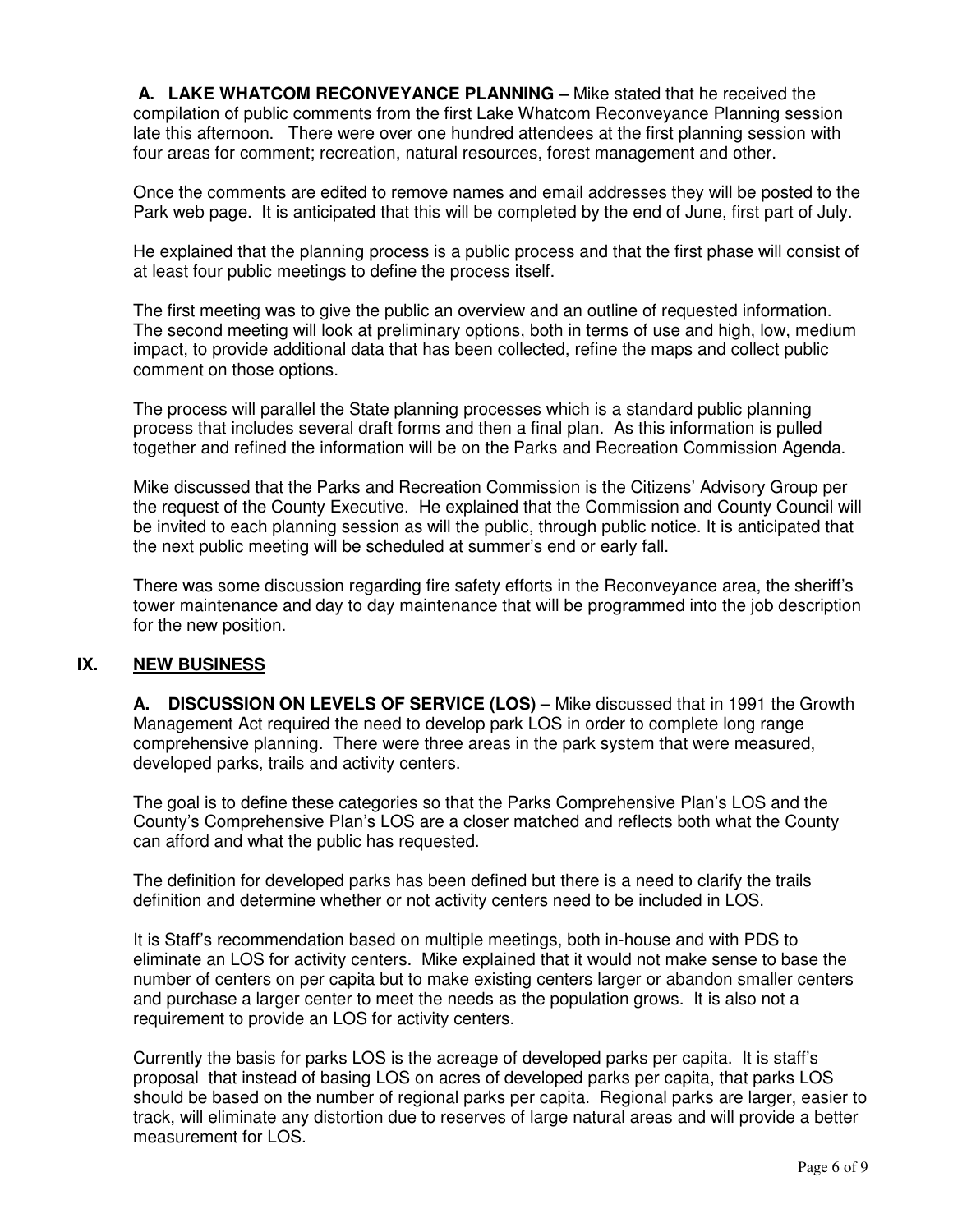**A. LAKE WHATCOM RECONVEYANCE PLANNING –** Mike stated that he received the compilation of public comments from the first Lake Whatcom Reconveyance Planning session late this afternoon. There were over one hundred attendees at the first planning session with four areas for comment; recreation, natural resources, forest management and other.

Once the comments are edited to remove names and email addresses they will be posted to the Park web page. It is anticipated that this will be completed by the end of June, first part of July.

He explained that the planning process is a public process and that the first phase will consist of at least four public meetings to define the process itself.

The first meeting was to give the public an overview and an outline of requested information. The second meeting will look at preliminary options, both in terms of use and high, low, medium impact, to provide additional data that has been collected, refine the maps and collect public comment on those options.

The process will parallel the State planning processes which is a standard public planning process that includes several draft forms and then a final plan. As this information is pulled together and refined the information will be on the Parks and Recreation Commission Agenda.

Mike discussed that the Parks and Recreation Commission is the Citizens' Advisory Group per the request of the County Executive. He explained that the Commission and County Council will be invited to each planning session as will the public, through public notice. It is anticipated that the next public meeting will be scheduled at summer's end or early fall.

There was some discussion regarding fire safety efforts in the Reconveyance area, the sheriff's tower maintenance and day to day maintenance that will be programmed into the job description for the new position.

## IX. NEW BUSINESS

**A. DISCUSSION ON LEVELS OF SERVICE (LOS) –** Mike discussed that in 1991 the Growth Management Act required the need to develop park LOS in order to complete long range comprehensive planning. There were three areas in the park system that were measured, developed parks, trails and activity centers.

The goal is to define these categories so that the Parks Comprehensive Plan's LOS and the County's Comprehensive Plan's LOS are a closer matched and reflects both what the County can afford and what the public has requested.

The definition for developed parks has been defined but there is a need to clarify the trails definition and determine whether or not activity centers need to be included in LOS.

It is Staff's recommendation based on multiple meetings, both in-house and with PDS to eliminate an LOS for activity centers. Mike explained that it would not make sense to base the number of centers on per capita but to make existing centers larger or abandon smaller centers and purchase a larger center to meet the needs as the population grows. It is also not a requirement to provide an LOS for activity centers.

Currently the basis for parks LOS is the acreage of developed parks per capita. It is staff's proposal that instead of basing LOS on acres of developed parks per capita, that parks LOS should be based on the number of regional parks per capita. Regional parks are larger, easier to track, will eliminate any distortion due to reserves of large natural areas and will provide a better measurement for LOS.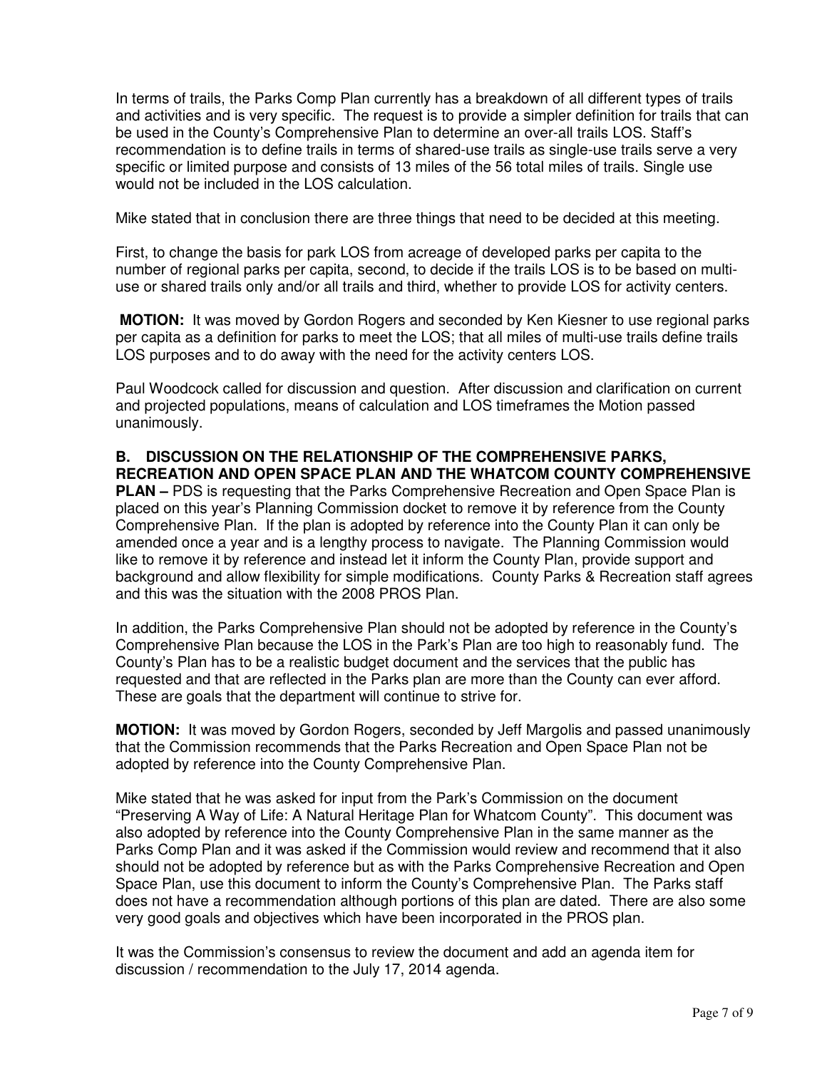In terms of trails, the Parks Comp Plan currently has a breakdown of all different types of trails and activities and is very specific. The request is to provide a simpler definition for trails that can be used in the County's Comprehensive Plan to determine an over-all trails LOS. Staff's recommendation is to define trails in terms of shared-use trails as single-use trails serve a very specific or limited purpose and consists of 13 miles of the 56 total miles of trails. Single use would not be included in the LOS calculation.

Mike stated that in conclusion there are three things that need to be decided at this meeting.

First, to change the basis for park LOS from acreage of developed parks per capita to the number of regional parks per capita, second, to decide if the trails LOS is to be based on multi-use or shared trails only and/or all trails and third, whether to provide LOS for activity centers.

**MOTION:** It was moved by Gordon Rogers and seconded by Ken Kiesner to use regional parks per capita as a definition for parks to meet the LOS; that all miles of multi-use trails define trails LOS purposes and to do away with the need for the activity centers LOS.

Paul Woodcock called for discussion and question. After discussion and clarification on current and projected populations, means of calculation and LOS timeframes the Motion passed unanimously.

**B. DISCUSSION ON THE RELATIONSHIP OF THE COMPREHENSIVE PARKS, RECREATION AND OPEN SPACE PLAN AND THE WHATCOM COUNTY COMPREHENSIVE PLAN –** PDS is requesting that the Parks Comprehensive Recreation and Open Space Plan is placed on this year's Planning Commission docket to remove it by reference from the County Comprehensive Plan. If the plan is adopted by reference into the County Plan it can only be amended once a year and is a lengthy process to navigate. The Planning Commission would like to remove it by reference and instead let it inform the County Plan, provide support and background and allow flexibility for simple modifications. County Parks & Recreation staff agrees and this was the situation with the 2008 PROS Plan.

In addition, the Parks Comprehensive Plan should not be adopted by reference in the County's Comprehensive Plan because the LOS in the Park's Plan are too high to reasonably fund. The County's Plan has to be a realistic budget document and the services that the public has requested and that are reflected in the Parks plan are more than the County can ever afford. These are goals that the department will continue to strive for.

**MOTION:** It was moved by Gordon Rogers, seconded by Jeff Margolis and passed unanimously that the Commission recommends that the Parks Recreation and Open Space Plan not be adopted by reference into the County Comprehensive Plan.

Mike stated that he was asked for input from the Park's Commission on the document "Preserving A Way of Life: A Natural Heritage Plan for Whatcom County". This document was also adopted by reference into the County Comprehensive Plan in the same manner as the Parks Comp Plan and it was asked if the Commission would review and recommend that it also should not be adopted by reference but as with the Parks Comprehensive Recreation and Open Space Plan, use this document to inform the County's Comprehensive Plan. The Parks staff does not have a recommendation although portions of this plan are dated. There are also some very good goals and objectives which have been incorporated in the PROS plan.

It was the Commission's consensus to review the document and add an agenda item for discussion / recommendation to the July 17, 2014 agenda.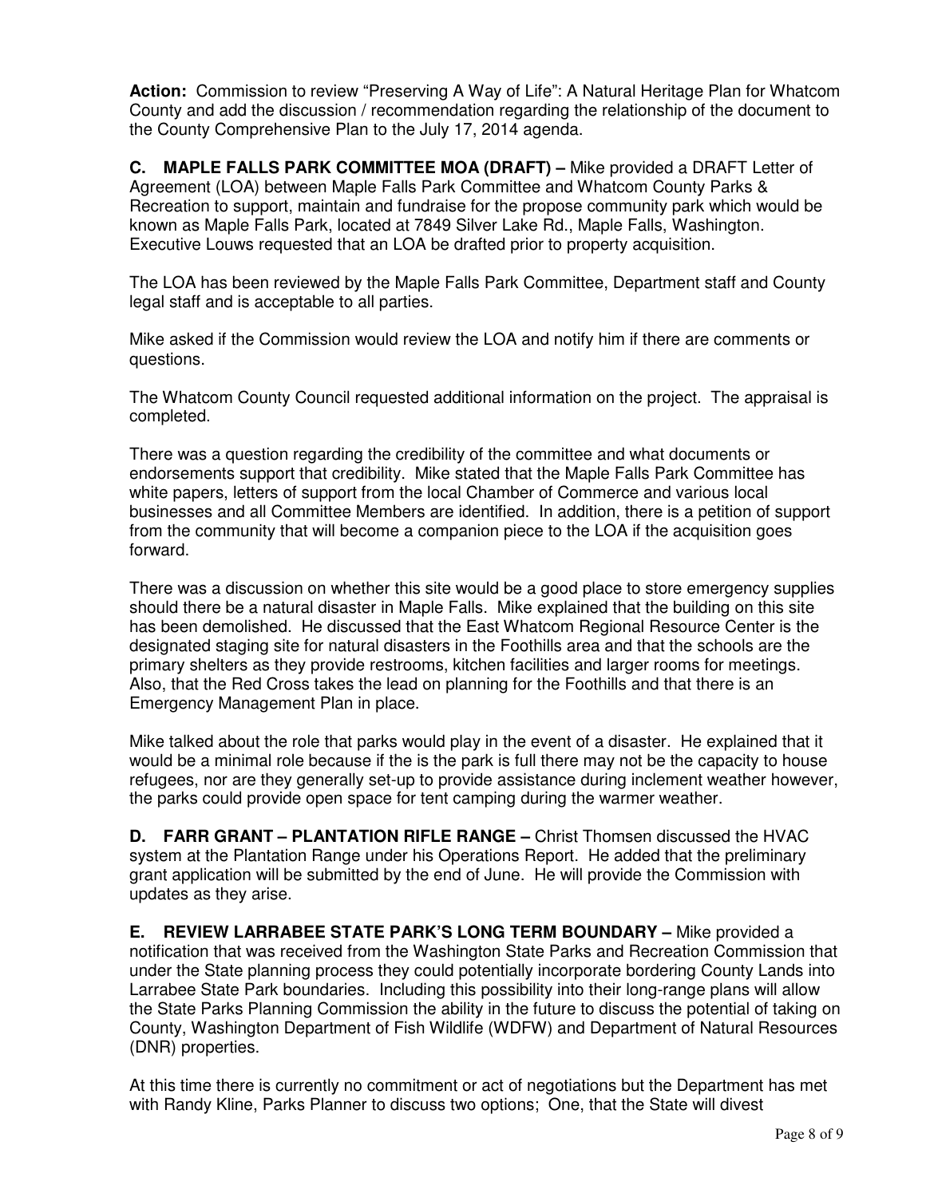**Action:** Commission to review "Preserving A Way of Life": A Natural Heritage Plan for Whatcom County and add the discussion / recommendation regarding the relationship of the document to the County Comprehensive Plan to the July 17, 2014 agenda.

**C. MAPLE FALLS PARK COMMITTEE MOA (DRAFT) –** Mike provided a DRAFT Letter of Agreement (LOA) between Maple Falls Park Committee and Whatcom County Parks & Recreation to support, maintain and fundraise for the propose community park which would be known as Maple Falls Park, located at 7849 Silver Lake Rd., Maple Falls, Washington. Executive Louws requested that an LOA be drafted prior to property acquisition.

The LOA has been reviewed by the Maple Falls Park Committee, Department staff and County legal staff and is acceptable to all parties.

Mike asked if the Commission would review the LOA and notify him if there are comments or questions.

The Whatcom County Council requested additional information on the project. The appraisal is completed.

There was a question regarding the credibility of the committee and what documents or endorsements support that credibility. Mike stated that the Maple Falls Park Committee has white papers, letters of support from the local Chamber of Commerce and various local businesses and all Committee Members are identified. In addition, there is a petition of support from the community that will become a companion piece to the LOA if the acquisition goes forward.

There was a discussion on whether this site would be a good place to store emergency supplies should there be a natural disaster in Maple Falls. Mike explained that the building on this site has been demolished. He discussed that the East Whatcom Regional Resource Center is the designated staging site for natural disasters in the Foothills area and that the schools are the primary shelters as they provide restrooms, kitchen facilities and larger rooms for meetings. Also, that the Red Cross takes the lead on planning for the Foothills and that there is an Emergency Management Plan in place.

Mike talked about the role that parks would play in the event of a disaster. He explained that it would be a minimal role because if the is the park is full there may not be the capacity to house refugees, nor are they generally set-up to provide assistance during inclement weather however, the parks could provide open space for tent camping during the warmer weather.

**D. FARR GRANT – PLANTATION RIFLE RANGE –** Christ Thomsen discussed the HVAC system at the Plantation Range under his Operations Report. He added that the preliminary grant application will be submitted by the end of June. He will provide the Commission with updates as they arise.

**E. REVIEW LARRABEE STATE PARK'S LONG TERM BOUNDARY –** Mike provided a notification that was received from the Washington State Parks and Recreation Commission that under the State planning process they could potentially incorporate bordering County Lands into Larrabee State Park boundaries. Including this possibility into their long-range plans will allow the State Parks Planning Commission the ability in the future to discuss the potential of taking on County, Washington Department of Fish Wildlife (WDFW) and Department of Natural Resources (DNR) properties.

At this time there is currently no commitment or act of negotiations but the Department has met with Randy Kline, Parks Planner to discuss two options; One, that the State will divest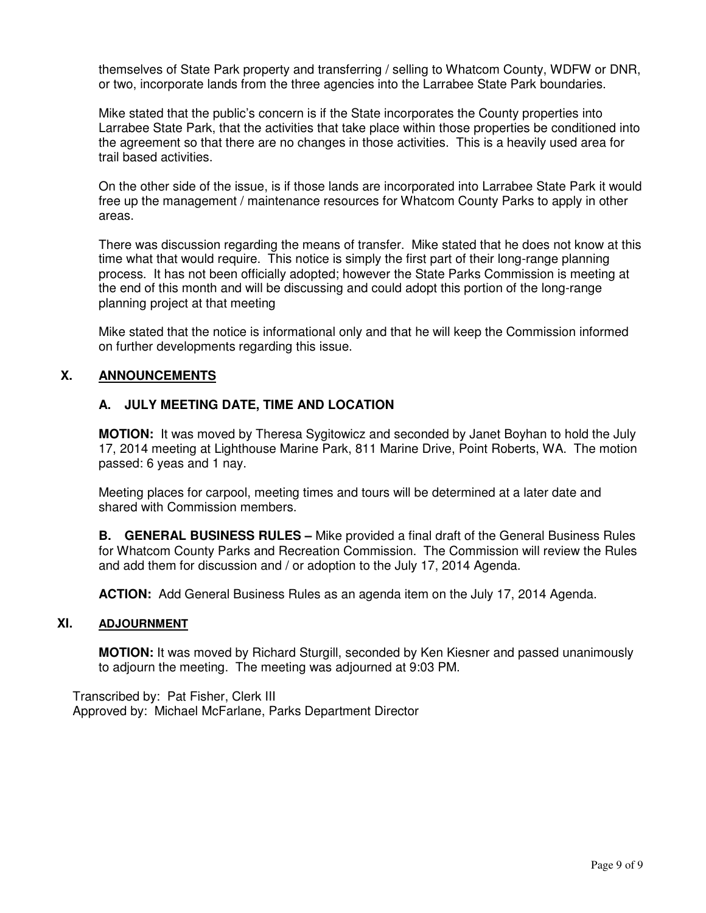themselves of State Park property and transferring / selling to Whatcom County, WDFW or DNR, or two, incorporate lands from the three agencies into the Larrabee State Park boundaries.

Mike stated that the public's concern is if the State incorporates the County properties into Larrabee State Park, that the activities that take place within those properties be conditioned into the agreement so that there are no changes in those activities. This is a heavily used area for trail based activities.

On the other side of the issue, is if those lands are incorporated into Larrabee State Park it would free up the management / maintenance resources for Whatcom County Parks to apply in other areas.

There was discussion regarding the means of transfer. Mike stated that he does not know at this time what that would require. This notice is simply the first part of their long-range planning process. It has not been officially adopted; however the State Parks Commission is meeting at the end of this month and will be discussing and could adopt this portion of the long-range planning project at that meeting

Mike stated that the notice is informational only and that he will keep the Commission informed on further developments regarding this issue.

## X. ANNOUNCEMENTS

### A. JULY MEETING DATE, TIME AND LOCATION

**MOTION:** It was moved by Theresa Sygitowicz and seconded by Janet Boyhan to hold the July 17, 2014 meeting at Lighthouse Marine Park, 811 Marine Drive, Point Roberts, WA. The motion passed: 6 yeas and 1 nay.

Meeting places for carpool, meeting times and tours will be determined at a later date and shared with Commission members.

**B. GENERAL BUSINESS RULES –** Mike provided a final draft of the General Business Rules for Whatcom County Parks and Recreation Commission. The Commission will review the Rules and add them for discussion and / or adoption to the July 17, 2014 Agenda.

**ACTION:** Add General Business Rules as an agenda item on the July 17, 2014 Agenda.

## XI. ADJOURNMENT

**MOTION:** It was moved by Richard Sturgill, seconded by Ken Kiesner and passed unanimously to adjourn the meeting. The meeting was adjourned at 9:03 PM.

Transcribed by: Pat Fisher, Clerk III
Approved by: Michael McFarlane, Parks Department Director